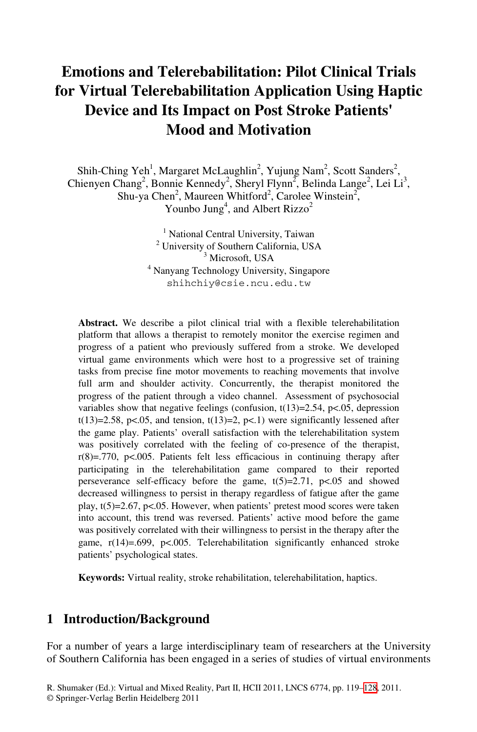# Emotions and Telerebabilitation: Pilot Clinical Trials for Virtual Telerebabilitation Application Using Haptic Device and Its Impact on Post Stroke Patients' Mood and Motivation

Shih-Ching Yeh[1], Margaret McLaughlin[2], Yujung Nam[2], Scott Sanders[2], Chienyen Chang[2], Bonnie Kennedy[2], Sheryl Flynn[2], Belinda Lange[2], Lei Li[3], Shu-ya Chen[2], Maureen Whitford[2], Carolee Winstein[2], Younbo Jung[4], and Albert Rizzo[2]

[1] National Central University, Taiwan
[2] University of Southern California, USA
[3] Microsoft, USA
[4] Nanyang Technology University, Singapore
shihchiy@csie.ncu.edu.tw

**Abstract.** We describe a pilot clinical trial with a flexible telerehabilitation platform that allows a therapist to remotely monitor the exercise regimen and progress of a patient who previously suffered from a stroke. We developed virtual game environments which were host to a progressive set of training tasks from precise fine motor movements to reaching movements that involve full arm and shoulder activity. Concurrently, the therapist monitored the progress of the patient through a video channel. Assessment of psychosocial variables show that negative feelings (confusion, $t(13)=2.54$, $p<.05$, depression $t(13)=2.58$, $p<.05$, and tension, $t(13)=2$, $p<.1$) were significantly lessened after the game play. Patients' overall satisfaction with the telerehabilitation system was positively correlated with the feeling of co-presence of the therapist, $r(8)=.770$, $p<.005$. Patients felt less efficacious in continuing therapy after participating in the telerehabilitation game compared to their reported perseverance self-efficacy before the game, $t(5)=2.71$, $p<.05$ and showed decreased willingness to persist in therapy regardless of fatigue after the game play, $t(5)=2.67$, $p<.05$. However, when patients' pretest mood scores were taken into account, this trend was reversed. Patients' active mood before the game was positively correlated with their willingness to persist in the therapy after the game, $r(14)=.699$, $p<.005$. Telerehabilitation significantly enhanced stroke patients' psychological states.

**Keywords:** Virtual reality, stroke rehabilitation, telerehabilitation, haptics.

## 1 Introduction/Background

For a number of years a large interdisciplinary team of researchers at the University of Southern California has been engaged in a series of studies of virtual environments

R. Shumaker (Ed.): Virtual and Mixed Reality, Part II, HCII 2011, LNCS 6774, pp. 119–128, 2011.
© Springer-Verlag Berlin Heidelberg 2011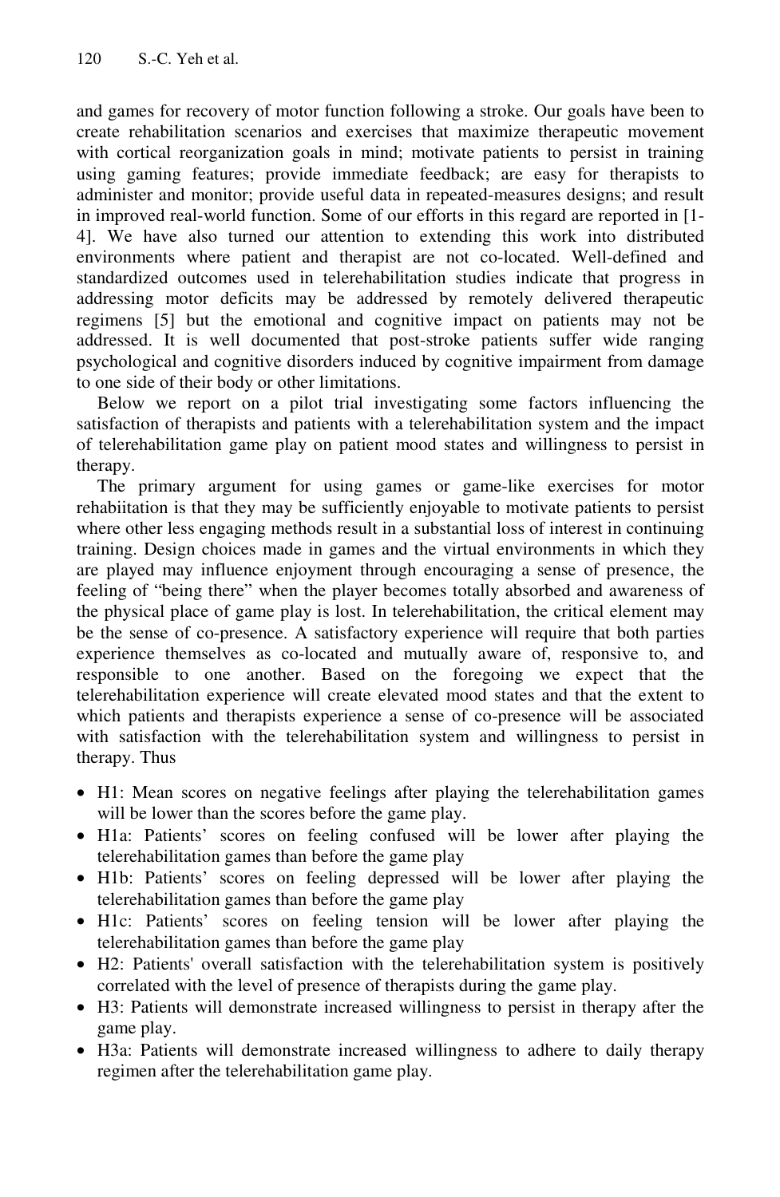and games for recovery of motor function following a stroke. Our goals have been to create rehabilitation scenarios and exercises that maximize therapeutic movement with cortical reorganization goals in mind; motivate patients to persist in training using gaming features; provide immediate feedback; are easy for therapists to administer and monitor; provide useful data in repeated-measures designs; and result in improved real-world function. Some of our efforts in this regard are reported in [1-4]. We have also turned our attention to extending this work into distributed environments where patient and therapist are not co-located. Well-defined and standardized outcomes used in telerehabilitation studies indicate that progress in addressing motor deficits may be addressed by remotely delivered therapeutic regimens [5] but the emotional and cognitive impact on patients may not be addressed. It is well documented that post-stroke patients suffer wide ranging psychological and cognitive disorders induced by cognitive impairment from damage to one side of their body or other limitations.

Below we report on a pilot trial investigating some factors influencing the satisfaction of therapists and patients with a telerehabilitation system and the impact of telerehabilitation game play on patient mood states and willingness to persist in therapy.

The primary argument for using games or game-like exercises for motor rehabiitation is that they may be sufficiently enjoyable to motivate patients to persist where other less engaging methods result in a substantial loss of interest in continuing training. Design choices made in games and the virtual environments in which they are played may influence enjoyment through encouraging a sense of presence, the feeling of "being there" when the player becomes totally absorbed and awareness of the physical place of game play is lost. In telerehabilitation, the critical element may be the sense of co-presence. A satisfactory experience will require that both parties experience themselves as co-located and mutually aware of, responsive to, and responsible to one another. Based on the foregoing we expect that the telerehabilitation experience will create elevated mood states and that the extent to which patients and therapists experience a sense of co-presence will be associated with satisfaction with the telerehabilitation system and willingness to persist in therapy. Thus

- H1: Mean scores on negative feelings after playing the telerehabilitation games will be lower than the scores before the game play.
- H1a: Patients' scores on feeling confused will be lower after playing the telerehabilitation games than before the game play
- H1b: Patients' scores on feeling depressed will be lower after playing the telerehabilitation games than before the game play
- H1c: Patients' scores on feeling tension will be lower after playing the telerehabilitation games than before the game play
- H2: Patients' overall satisfaction with the telerehabilitation system is positively correlated with the level of presence of therapists during the game play.
- H3: Patients will demonstrate increased willingness to persist in therapy after the game play.
- H3a: Patients will demonstrate increased willingness to adhere to daily therapy regimen after the telerehabilitation game play.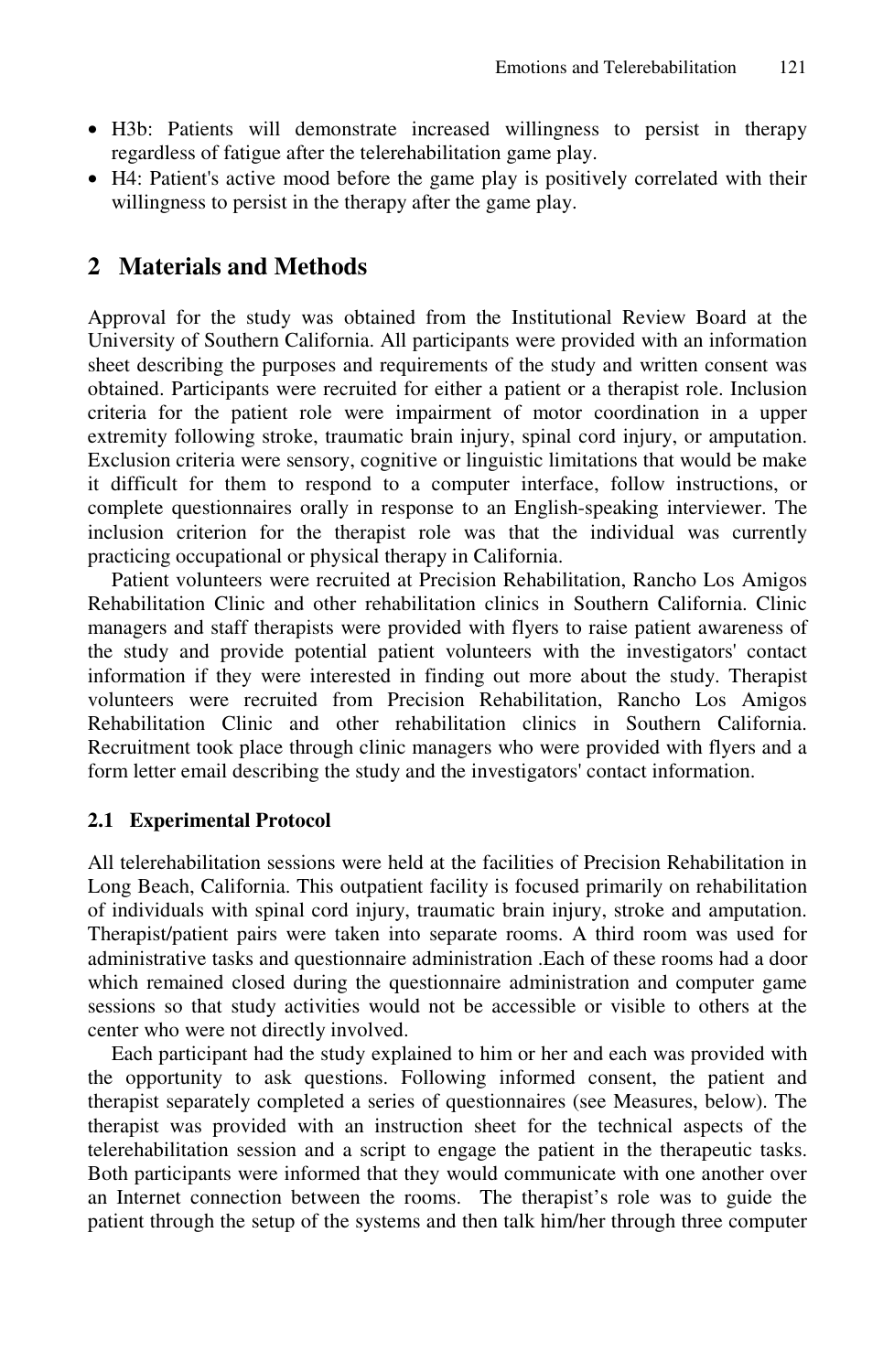- H3b: Patients will demonstrate increased willingness to persist in therapy regardless of fatigue after the telerehabilitation game play.
- H4: Patient's active mood before the game play is positively correlated with their willingness to persist in the therapy after the game play.

## 2 Materials and Methods

Approval for the study was obtained from the Institutional Review Board at the University of Southern California. All participants were provided with an information sheet describing the purposes and requirements of the study and written consent was obtained. Participants were recruited for either a patient or a therapist role. Inclusion criteria for the patient role were impairment of motor coordination in a upper extremity following stroke, traumatic brain injury, spinal cord injury, or amputation. Exclusion criteria were sensory, cognitive or linguistic limitations that would be make it difficult for them to respond to a computer interface, follow instructions, or complete questionnaires orally in response to an English-speaking interviewer. The inclusion criterion for the therapist role was that the individual was currently practicing occupational or physical therapy in California.

Patient volunteers were recruited at Precision Rehabilitation, Rancho Los Amigos Rehabilitation Clinic and other rehabilitation clinics in Southern California. Clinic managers and staff therapists were provided with flyers to raise patient awareness of the study and provide potential patient volunteers with the investigators' contact information if they were interested in finding out more about the study. Therapist volunteers were recruited from Precision Rehabilitation, Rancho Los Amigos Rehabilitation Clinic and other rehabilitation clinics in Southern California. Recruitment took place through clinic managers who were provided with flyers and a form letter email describing the study and the investigators' contact information.

### 2.1 Experimental Protocol

All telerehabilitation sessions were held at the facilities of Precision Rehabilitation in Long Beach, California. This outpatient facility is focused primarily on rehabilitation of individuals with spinal cord injury, traumatic brain injury, stroke and amputation. Therapist/patient pairs were taken into separate rooms. A third room was used for administrative tasks and questionnaire administration .Each of these rooms had a door which remained closed during the questionnaire administration and computer game sessions so that study activities would not be accessible or visible to others at the center who were not directly involved.

Each participant had the study explained to him or her and each was provided with the opportunity to ask questions. Following informed consent, the patient and therapist separately completed a series of questionnaires (see Measures, below). The therapist was provided with an instruction sheet for the technical aspects of the telerehabilitation session and a script to engage the patient in the therapeutic tasks. Both participants were informed that they would communicate with one another over an Internet connection between the rooms. The therapist's role was to guide the patient through the setup of the systems and then talk him/her through three computer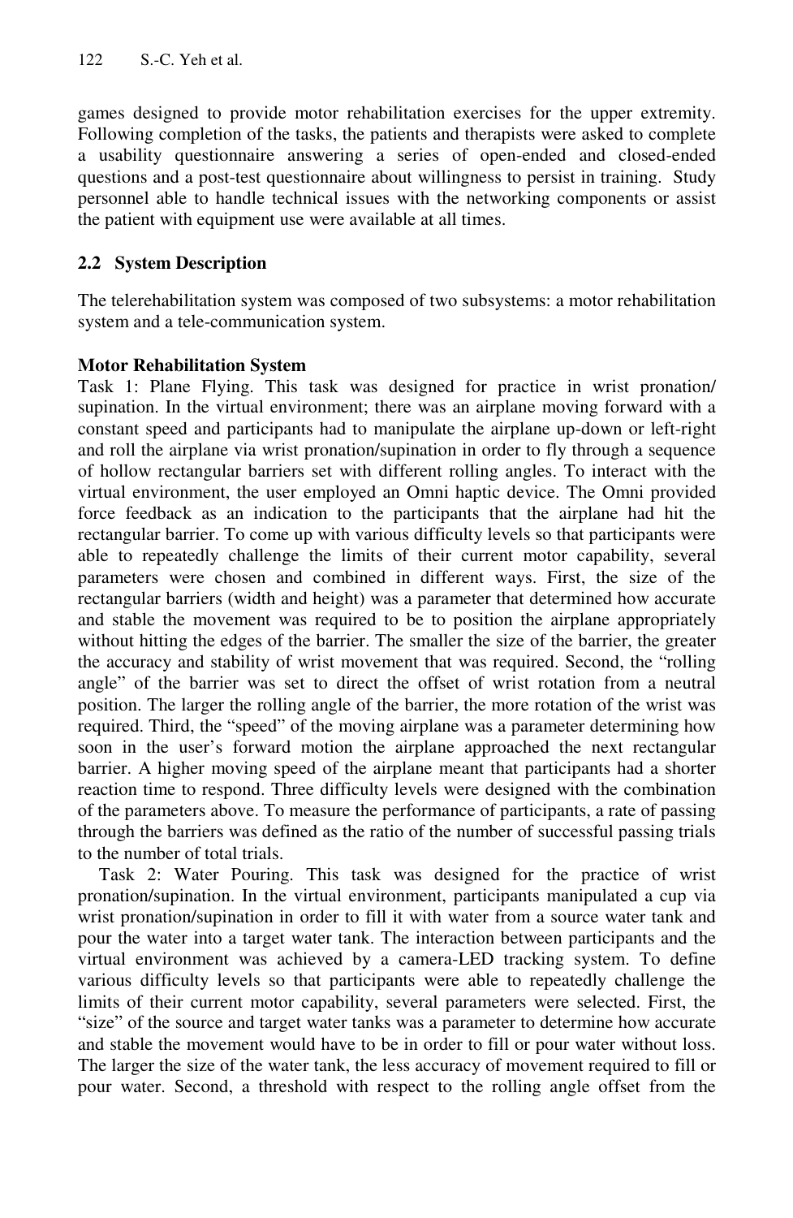games designed to provide motor rehabilitation exercises for the upper extremity. Following completion of the tasks, the patients and therapists were asked to complete a usability questionnaire answering a series of open-ended and closed-ended questions and a post-test questionnaire about willingness to persist in training. Study personnel able to handle technical issues with the networking components or assist the patient with equipment use were available at all times.

### 2.2 System Description

The telerehabilitation system was composed of two subsystems: a motor rehabilitation system and a tele-communication system.

**Motor Rehabilitation System**

Task 1: Plane Flying. This task was designed for practice in wrist pronation/ supination. In the virtual environment; there was an airplane moving forward with a constant speed and participants had to manipulate the airplane up-down or left-right and roll the airplane via wrist pronation/supination in order to fly through a sequence of hollow rectangular barriers set with different rolling angles. To interact with the virtual environment, the user employed an Omni haptic device. The Omni provided force feedback as an indication to the participants that the airplane had hit the rectangular barrier. To come up with various difficulty levels so that participants were able to repeatedly challenge the limits of their current motor capability, several parameters were chosen and combined in different ways. First, the size of the rectangular barriers (width and height) was a parameter that determined how accurate and stable the movement was required to be to position the airplane appropriately without hitting the edges of the barrier. The smaller the size of the barrier, the greater the accuracy and stability of wrist movement that was required. Second, the "rolling angle" of the barrier was set to direct the offset of wrist rotation from a neutral position. The larger the rolling angle of the barrier, the more rotation of the wrist was required. Third, the "speed" of the moving airplane was a parameter determining how soon in the user's forward motion the airplane approached the next rectangular barrier. A higher moving speed of the airplane meant that participants had a shorter reaction time to respond. Three difficulty levels were designed with the combination of the parameters above. To measure the performance of participants, a rate of passing through the barriers was defined as the ratio of the number of successful passing trials to the number of total trials.

Task 2: Water Pouring. This task was designed for the practice of wrist pronation/supination. In the virtual environment, participants manipulated a cup via wrist pronation/supination in order to fill it with water from a source water tank and pour the water into a target water tank. The interaction between participants and the virtual environment was achieved by a camera-LED tracking system. To define various difficulty levels so that participants were able to repeatedly challenge the limits of their current motor capability, several parameters were selected. First, the "size" of the source and target water tanks was a parameter to determine how accurate and stable the movement would have to be in order to fill or pour water without loss. The larger the size of the water tank, the less accuracy of movement required to fill or pour water. Second, a threshold with respect to the rolling angle offset from the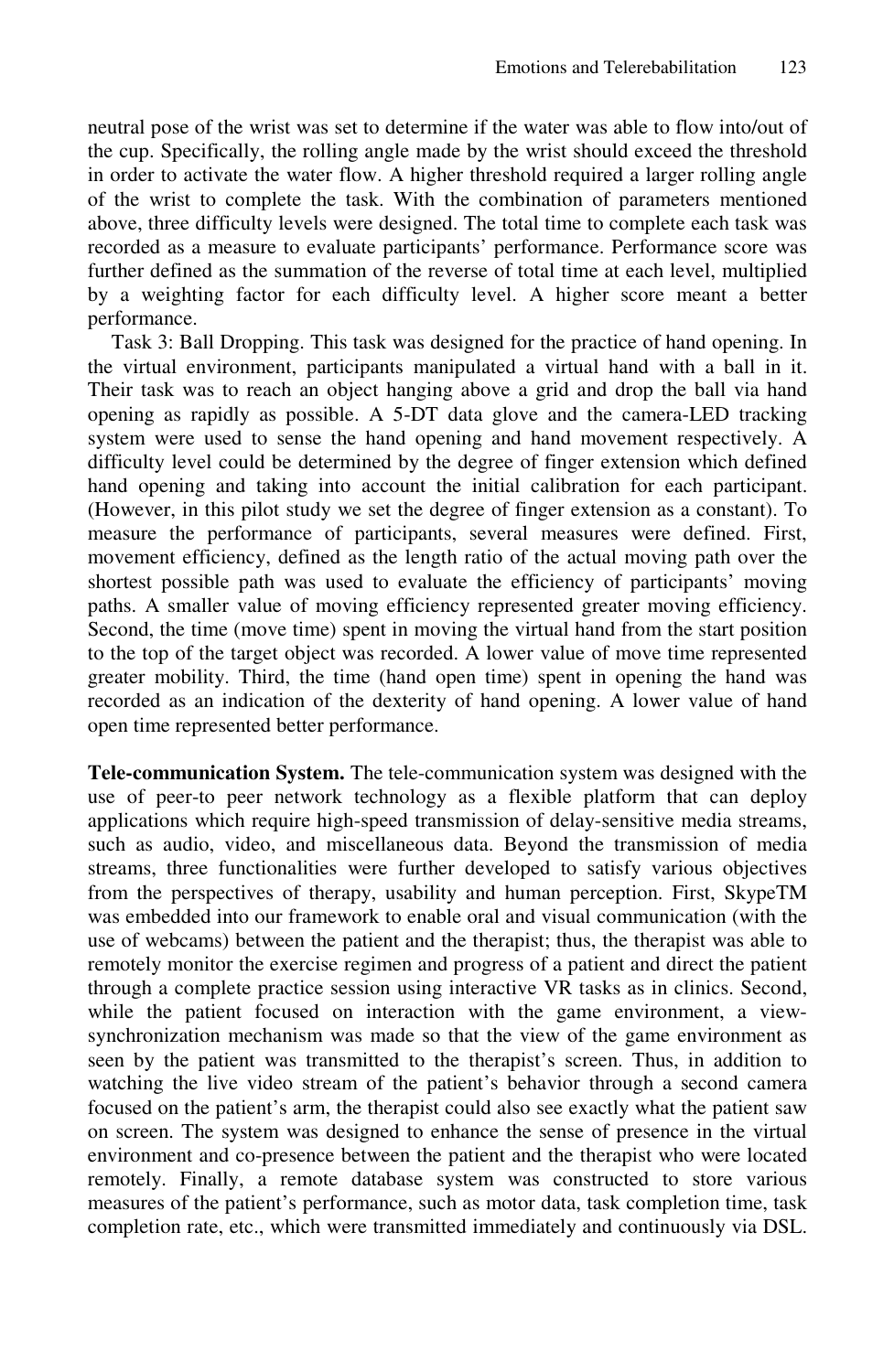neutral pose of the wrist was set to determine if the water was able to flow into/out of the cup. Specifically, the rolling angle made by the wrist should exceed the threshold in order to activate the water flow. A higher threshold required a larger rolling angle of the wrist to complete the task. With the combination of parameters mentioned above, three difficulty levels were designed. The total time to complete each task was recorded as a measure to evaluate participants' performance. Performance score was further defined as the summation of the reverse of total time at each level, multiplied by a weighting factor for each difficulty level. A higher score meant a better performance.

Task 3: Ball Dropping. This task was designed for the practice of hand opening. In the virtual environment, participants manipulated a virtual hand with a ball in it. Their task was to reach an object hanging above a grid and drop the ball via hand opening as rapidly as possible. A 5-DT data glove and the camera-LED tracking system were used to sense the hand opening and hand movement respectively. A difficulty level could be determined by the degree of finger extension which defined hand opening and taking into account the initial calibration for each participant. (However, in this pilot study we set the degree of finger extension as a constant). To measure the performance of participants, several measures were defined. First, movement efficiency, defined as the length ratio of the actual moving path over the shortest possible path was used to evaluate the efficiency of participants' moving paths. A smaller value of moving efficiency represented greater moving efficiency. Second, the time (move time) spent in moving the virtual hand from the start position to the top of the target object was recorded. A lower value of move time represented greater mobility. Third, the time (hand open time) spent in opening the hand was recorded as an indication of the dexterity of hand opening. A lower value of hand open time represented better performance.

**Tele-communication System.** The tele-communication system was designed with the use of peer-to peer network technology as a flexible platform that can deploy applications which require high-speed transmission of delay-sensitive media streams, such as audio, video, and miscellaneous data. Beyond the transmission of media streams, three functionalities were further developed to satisfy various objectives from the perspectives of therapy, usability and human perception. First, SkypeTM was embedded into our framework to enable oral and visual communication (with the use of webcams) between the patient and the therapist; thus, the therapist was able to remotely monitor the exercise regimen and progress of a patient and direct the patient through a complete practice session using interactive VR tasks as in clinics. Second, while the patient focused on interaction with the game environment, a view-synchronization mechanism was made so that the view of the game environment as seen by the patient was transmitted to the therapist's screen. Thus, in addition to watching the live video stream of the patient's behavior through a second camera focused on the patient's arm, the therapist could also see exactly what the patient saw on screen. The system was designed to enhance the sense of presence in the virtual environment and co-presence between the patient and the therapist who were located remotely. Finally, a remote database system was constructed to store various measures of the patient's performance, such as motor data, task completion time, task completion rate, etc., which were transmitted immediately and continuously via DSL.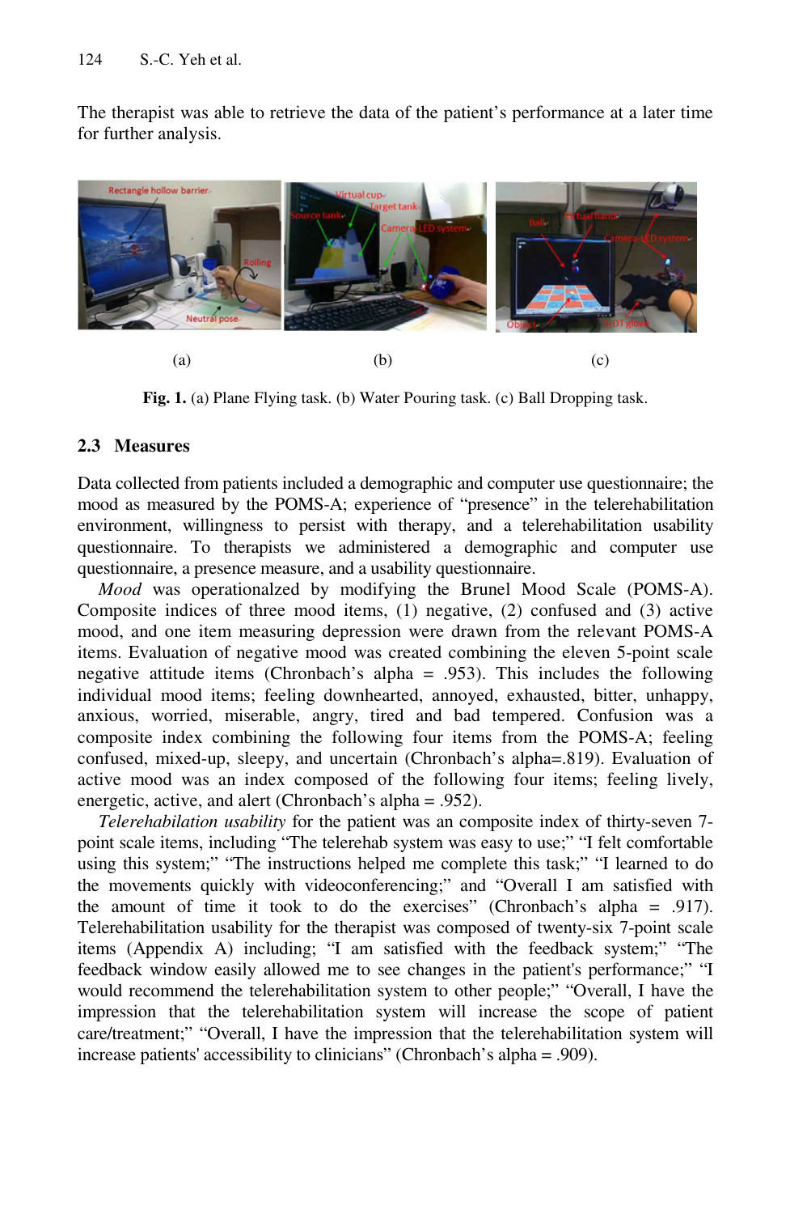The therapist was able to retrieve the data of the patient's performance at a later time for further analysis.

(a) (b) (c)

**Fig. 1.** (a) Plane Flying task. (b) Water Pouring task. (c) Ball Dropping task.

### 2.3 Measures

Data collected from patients included a demographic and computer use questionnaire; the mood as measured by the POMS-A; experience of "presence" in the telerehabilitation environment, willingness to persist with therapy, and a telerehabilitation usability questionnaire. To therapists we administered a demographic and computer use questionnaire, a presence measure, and a usability questionnaire.

*Mood* was operationalzed by modifying the Brunel Mood Scale (POMS-A). Composite indices of three mood items, (1) negative, (2) confused and (3) active mood, and one item measuring depression were drawn from the relevant POMS-A items. Evaluation of negative mood was created combining the eleven 5-point scale negative attitude items (Chronbach's alpha = .953). This includes the following individual mood items; feeling downhearted, annoyed, exhausted, bitter, unhappy, anxious, worried, miserable, angry, tired and bad tempered. Confusion was a composite index combining the following four items from the POMS-A; feeling confused, mixed-up, sleepy, and uncertain (Chronbach's alpha=.819). Evaluation of active mood was an index composed of the following four items; feeling lively, energetic, active, and alert (Chronbach's alpha = .952).

*Telerehabilitation usability* for the patient was an composite index of thirty-seven 7-point scale items, including "The telerehab system was easy to use;" "I felt comfortable using this system;" "The instructions helped me complete this task;" "I learned to do the movements quickly with videoconferencing;" and "Overall I am satisfied with the amount of time it took to do the exercises" (Chronbach's alpha = .917). Telerehabilitation usability for the therapist was composed of twenty-six 7-point scale items (Appendix A) including; "I am satisfied with the feedback system;" "The feedback window easily allowed me to see changes in the patient's performance;" "I would recommend the telerehabilitation system to other people;" "Overall, I have the impression that the telerehabilitation system will increase the scope of patient care/treatment;" "Overall, I have the impression that the telerehabilitation system will increase patients' accessibility to clinicians" (Chronbach's alpha = .909).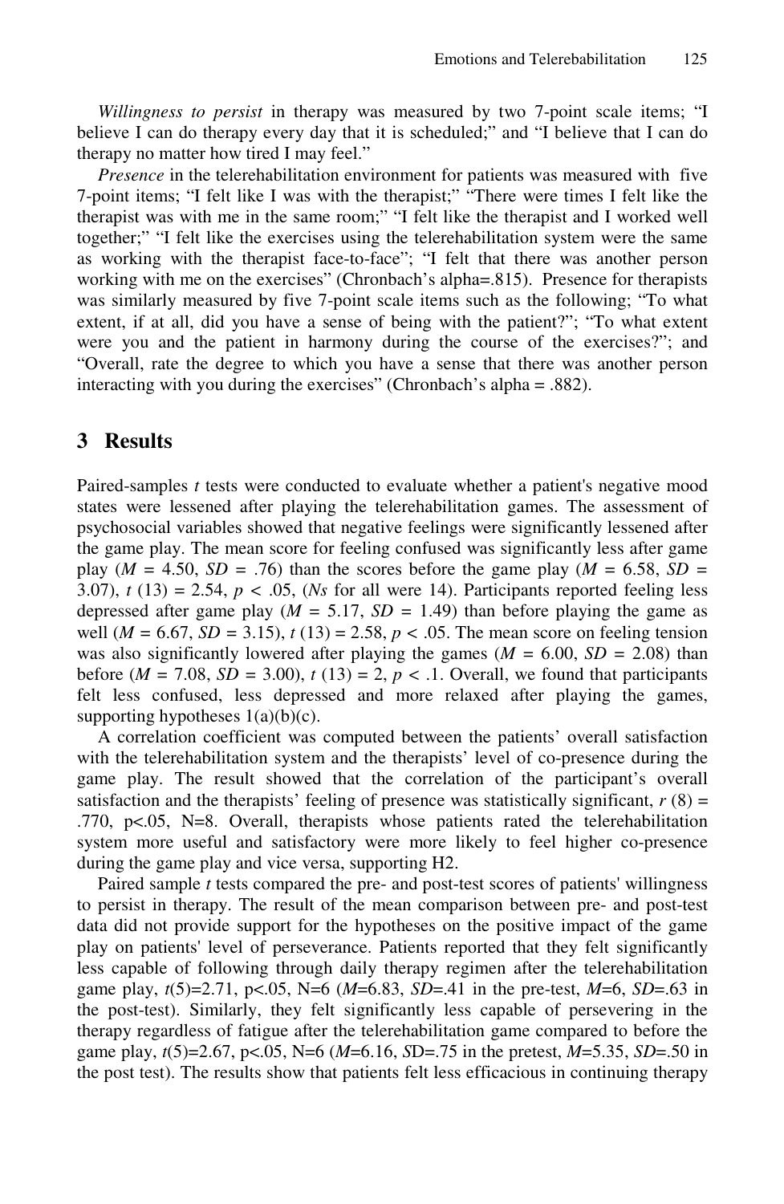*Willingness to persist* in therapy was measured by two 7-point scale items; "I believe I can do therapy every day that it is scheduled;" and "I believe that I can do therapy no matter how tired I may feel."

*Presence* in the telerehabilitation environment for patients was measured with five 7-point items; "I felt like I was with the therapist;" "There were times I felt like the therapist was with me in the same room;" "I felt like the therapist and I worked well together;" "I felt like the exercises using the telerehabilitation system were the same as working with the therapist face-to-face"; "I felt that there was another person working with me on the exercises" (Chronbach's alpha=.815). Presence for therapists was similarly measured by five 7-point scale items such as the following; "To what extent, if at all, did you have a sense of being with the patient?"; "To what extent were you and the patient in harmony during the course of the exercises?"; and "Overall, rate the degree to which you have a sense that there was another person interacting with you during the exercises" (Chronbach's alpha = .882).

## 3 Results

Paired-samples *t* tests were conducted to evaluate whether a patient's negative mood states were lessened after playing the telerehabilitation games. The assessment of psychosocial variables showed that negative feelings were significantly lessened after the game play. The mean score for feeling confused was significantly less after game play ($M$ = 4.50, $SD$ = .76) than the scores before the game play ($M$ = 6.58, $SD$ = 3.07), $t$ (13) = 2.54, $p < .05$, (*Ns* for all were 14). Participants reported feeling less depressed after game play ($M$ = 5.17, $SD$ = 1.49) than before playing the game as well ($M$ = 6.67, $SD$ = 3.15), $t$ (13) = 2.58, $p < .05$. The mean score on feeling tension was also significantly lowered after playing the games ($M$ = 6.00, $SD$ = 2.08) than before ($M$ = 7.08, $SD$ = 3.00), $t$ (13) = 2, $p < .1$. Overall, we found that participants felt less confused, less depressed and more relaxed after playing the games, supporting hypotheses 1(a)(b)(c).

A correlation coefficient was computed between the patients' overall satisfaction with the telerehabilitation system and the therapists' level of co-presence during the game play. The result showed that the correlation of the participant's overall satisfaction and the therapists' feeling of presence was statistically significant, $r$ (8) = .770, p<.05, N=8. Overall, therapists whose patients rated the telerehabilitation system more useful and satisfactory were more likely to feel higher co-presence during the game play and vice versa, supporting H2.

Paired sample *t* tests compared the pre- and post-test scores of patients' willingness to persist in therapy. The result of the mean comparison between pre- and post-test data did not provide support for the hypotheses on the positive impact of the game play on patients' level of perseverance. Patients reported that they felt significantly less capable of following through daily therapy regimen after the telerehabilitation game play, $t$(5)=2.71, p<.05, N=6 ($M$=6.83, $SD$=.41 in the pre-test, $M$=6, $SD$=.63 in the post-test). Similarly, they felt significantly less capable of persevering in the therapy regardless of fatigue after the telerehabilitation game compared to before the game play, $t$(5)=2.67, p<.05, N=6 ($M$=6.16, $SD$=.75 in the pretest, $M$=5.35, $SD$=.50 in the post test). The results show that patients felt less efficacious in continuing therapy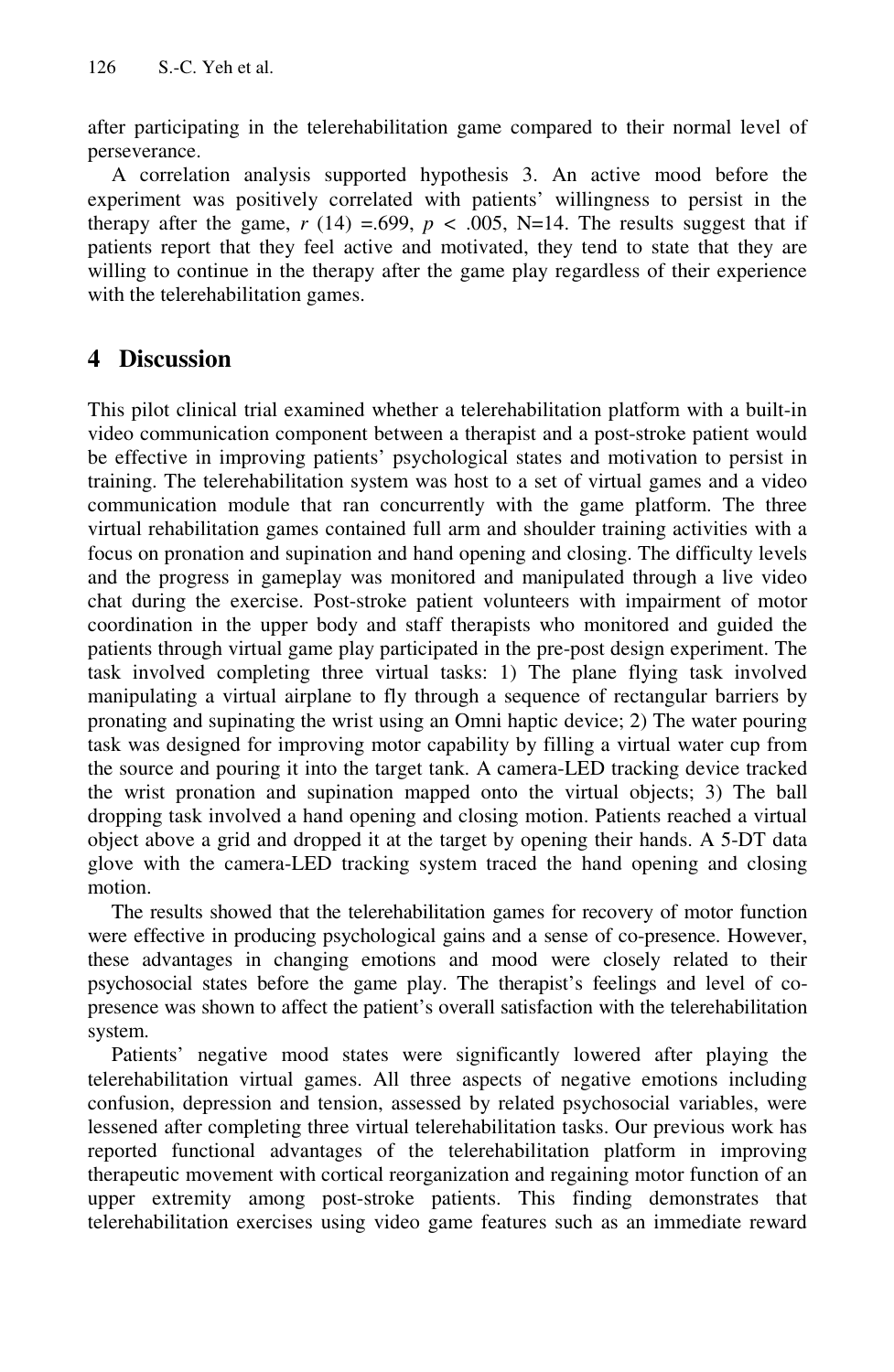after participating in the telerehabilitation game compared to their normal level of perseverance.

A correlation analysis supported hypothesis 3. An active mood before the experiment was positively correlated with patients' willingness to persist in the therapy after the game, $r$ (14) =.699, $p < .005$, N=14. The results suggest that if patients report that they feel active and motivated, they tend to state that they are willing to continue in the therapy after the game play regardless of their experience with the telerehabilitation games.

## 4 Discussion

This pilot clinical trial examined whether a telerehabilitation platform with a built-in video communication component between a therapist and a post-stroke patient would be effective in improving patients' psychological states and motivation to persist in training. The telerehabilitation system was host to a set of virtual games and a video communication module that ran concurrently with the game platform. The three virtual rehabilitation games contained full arm and shoulder training activities with a focus on pronation and supination and hand opening and closing. The difficulty levels and the progress in gameplay was monitored and manipulated through a live video chat during the exercise. Post-stroke patient volunteers with impairment of motor coordination in the upper body and staff therapists who monitored and guided the patients through virtual game play participated in the pre-post design experiment. The task involved completing three virtual tasks: 1) The plane flying task involved manipulating a virtual airplane to fly through a sequence of rectangular barriers by pronating and supinating the wrist using an Omni haptic device; 2) The water pouring task was designed for improving motor capability by filling a virtual water cup from the source and pouring it into the target tank. A camera-LED tracking device tracked the wrist pronation and supination mapped onto the virtual objects; 3) The ball dropping task involved a hand opening and closing motion. Patients reached a virtual object above a grid and dropped it at the target by opening their hands. A 5-DT data glove with the camera-LED tracking system traced the hand opening and closing motion.

The results showed that the telerehabilitation games for recovery of motor function were effective in producing psychological gains and a sense of co-presence. However, these advantages in changing emotions and mood were closely related to their psychosocial states before the game play. The therapist's feelings and level of co-presence was shown to affect the patient's overall satisfaction with the telerehabilitation system.

Patients' negative mood states were significantly lowered after playing the telerehabilitation virtual games. All three aspects of negative emotions including confusion, depression and tension, assessed by related psychosocial variables, were lessened after completing three virtual telerehabilitation tasks. Our previous work has reported functional advantages of the telerehabilitation platform in improving therapeutic movement with cortical reorganization and regaining motor function of an upper extremity among post-stroke patients. This finding demonstrates that telerehabilitation exercises using video game features such as an immediate reward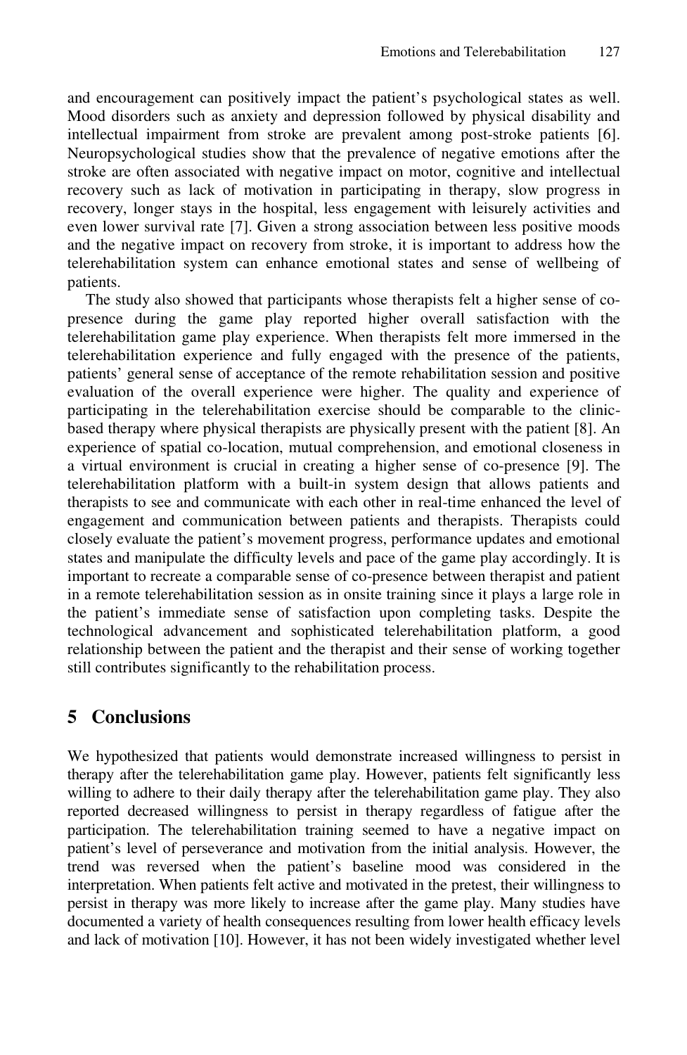and encouragement can positively impact the patient's psychological states as well. Mood disorders such as anxiety and depression followed by physical disability and intellectual impairment from stroke are prevalent among post-stroke patients [6]. Neuropsychological studies show that the prevalence of negative emotions after the stroke are often associated with negative impact on motor, cognitive and intellectual recovery such as lack of motivation in participating in therapy, slow progress in recovery, longer stays in the hospital, less engagement with leisurely activities and even lower survival rate [7]. Given a strong association between less positive moods and the negative impact on recovery from stroke, it is important to address how the telerehabilitation system can enhance emotional states and sense of wellbeing of patients.

The study also showed that participants whose therapists felt a higher sense of co-presence during the game play reported higher overall satisfaction with the telerehabilitation game play experience. When therapists felt more immersed in the telerehabilitation experience and fully engaged with the presence of the patients, patients' general sense of acceptance of the remote rehabilitation session and positive evaluation of the overall experience were higher. The quality and experience of participating in the telerehabilitation exercise should be comparable to the clinic-based therapy where physical therapists are physically present with the patient [8]. An experience of spatial co-location, mutual comprehension, and emotional closeness in a virtual environment is crucial in creating a higher sense of co-presence [9]. The telerehabilitation platform with a built-in system design that allows patients and therapists to see and communicate with each other in real-time enhanced the level of engagement and communication between patients and therapists. Therapists could closely evaluate the patient's movement progress, performance updates and emotional states and manipulate the difficulty levels and pace of the game play accordingly. It is important to recreate a comparable sense of co-presence between therapist and patient in a remote telerehabilitation session as in onsite training since it plays a large role in the patient's immediate sense of satisfaction upon completing tasks. Despite the technological advancement and sophisticated telerehabilitation platform, a good relationship between the patient and the therapist and their sense of working together still contributes significantly to the rehabilitation process.

## 5 Conclusions

We hypothesized that patients would demonstrate increased willingness to persist in therapy after the telerehabilitation game play. However, patients felt significantly less willing to adhere to their daily therapy after the telerehabilitation game play. They also reported decreased willingness to persist in therapy regardless of fatigue after the participation. The telerehabilitation training seemed to have a negative impact on patient's level of perseverance and motivation from the initial analysis. However, the trend was reversed when the patient's baseline mood was considered in the interpretation. When patients felt active and motivated in the pretest, their willingness to persist in therapy was more likely to increase after the game play. Many studies have documented a variety of health consequences resulting from lower health efficacy levels and lack of motivation [10]. However, it has not been widely investigated whether level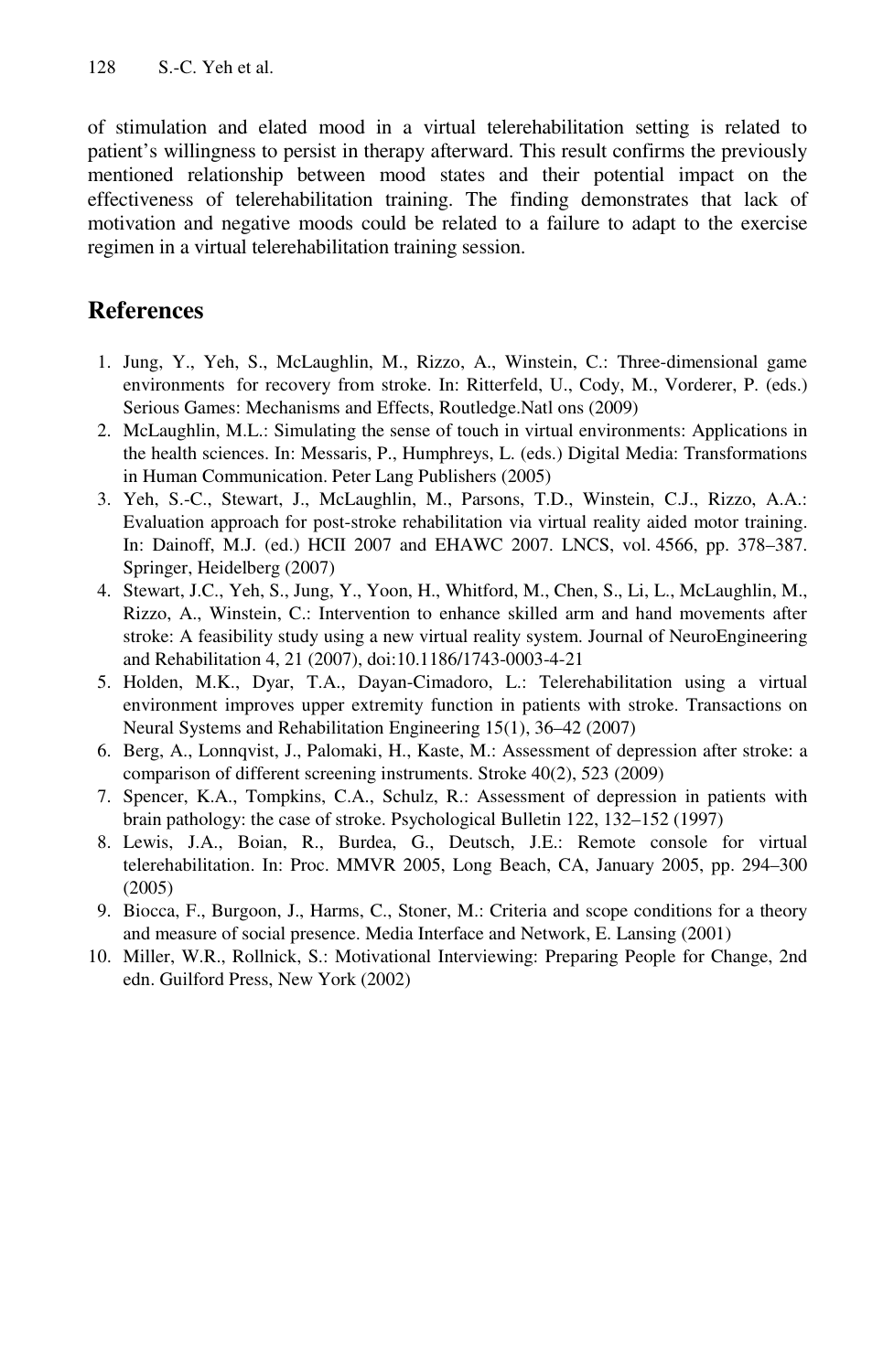of stimulation and elated mood in a virtual telerehabilitation setting is related to patient's willingness to persist in therapy afterward. This result confirms the previously mentioned relationship between mood states and their potential impact on the effectiveness of telerehabilitation training. The finding demonstrates that lack of motivation and negative moods could be related to a failure to adapt to the exercise regimen in a virtual telerehabilitation training session.

## References

1. Jung, Y., Yeh, S., McLaughlin, M., Rizzo, A., Winstein, C.: Three-dimensional game environments for recovery from stroke. In: Ritterfeld, U., Cody, M., Vorderer, P. (eds.) Serious Games: Mechanisms and Effects, Routledge.Natl ons (2009)
2. McLaughlin, M.L.: Simulating the sense of touch in virtual environments: Applications in the health sciences. In: Messaris, P., Humphreys, L. (eds.) Digital Media: Transformations in Human Communication. Peter Lang Publishers (2005)
3. Yeh, S.-C., Stewart, J., McLaughlin, M., Parsons, T.D., Winstein, C.J., Rizzo, A.A.: Evaluation approach for post-stroke rehabilitation via virtual reality aided motor training. In: Dainoff, M.J. (ed.) HCII 2007 and EHAWC 2007. LNCS, vol. 4566, pp. 378–387. Springer, Heidelberg (2007)
4. Stewart, J.C., Yeh, S., Jung, Y., Yoon, H., Whitford, M., Chen, S., Li, L., McLaughlin, M., Rizzo, A., Winstein, C.: Intervention to enhance skilled arm and hand movements after stroke: A feasibility study using a new virtual reality system. Journal of NeuroEngineering and Rehabilitation 4, 21 (2007), doi:10.1186/1743-0003-4-21
5. Holden, M.K., Dyar, T.A., Dayan-Cimadoro, L.: Telerehabilitation using a virtual environment improves upper extremity function in patients with stroke. Transactions on Neural Systems and Rehabilitation Engineering 15(1), 36–42 (2007)
6. Berg, A., Lonnqvist, J., Palomaki, H., Kaste, M.: Assessment of depression after stroke: a comparison of different screening instruments. Stroke 40(2), 523 (2009)
7. Spencer, K.A., Tompkins, C.A., Schulz, R.: Assessment of depression in patients with brain pathology: the case of stroke. Psychological Bulletin 122, 132–152 (1997)
8. Lewis, J.A., Boian, R., Burdea, G., Deutsch, J.E.: Remote console for virtual telerehabilitation. In: Proc. MMVR 2005, Long Beach, CA, January 2005, pp. 294–300 (2005)
9. Biocca, F., Burgoon, J., Harms, C., Stoner, M.: Criteria and scope conditions for a theory and measure of social presence. Media Interface and Network, E. Lansing (2001)
10. Miller, W.R., Rollnick, S.: Motivational Interviewing: Preparing People for Change, 2nd edn. Guilford Press, New York (2002)